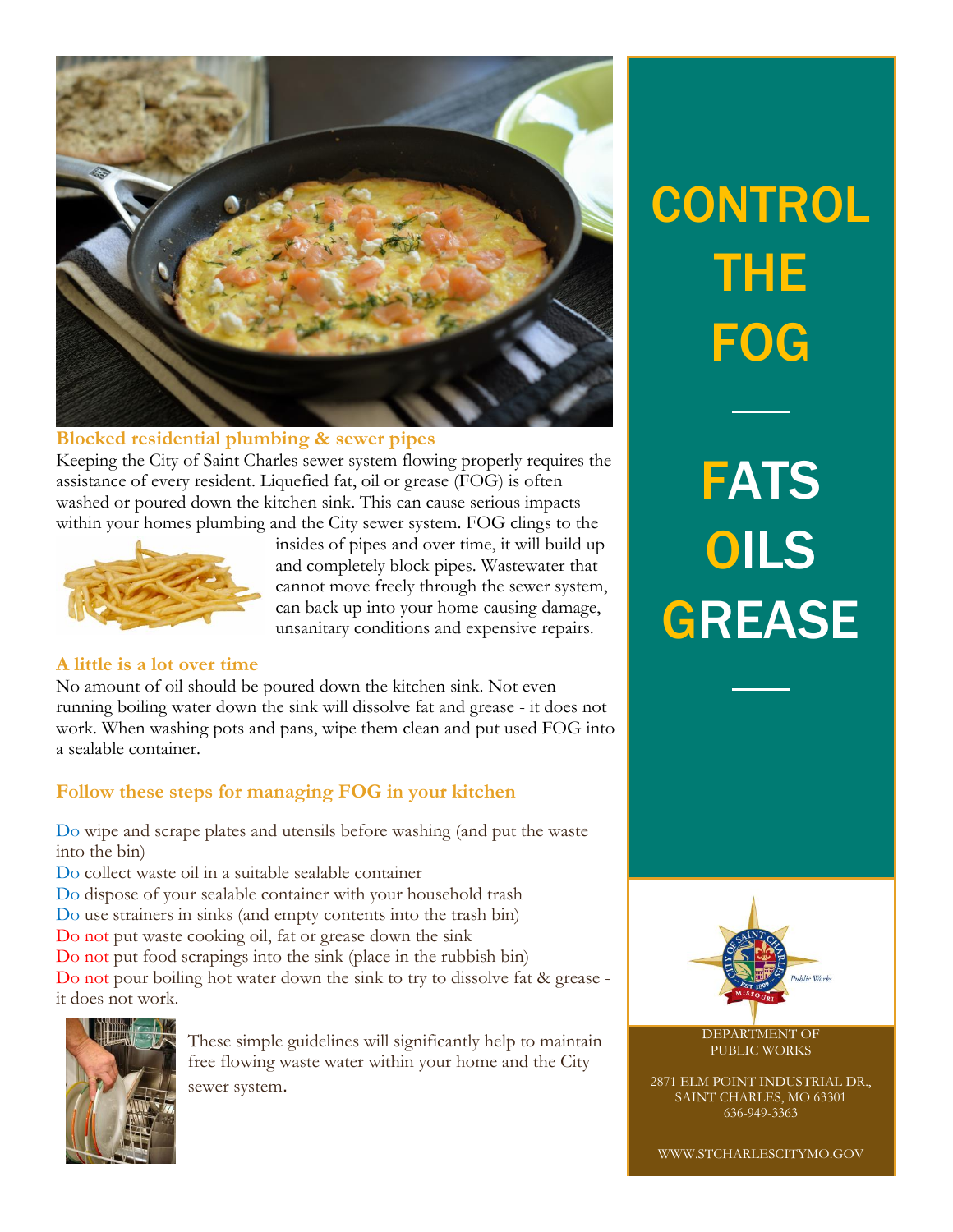# CONTROL THE FOG

## FATS OILS GREASE

### Blocked residential plumbing & sewer pipes

Keeping the City of Saint Charles sewer system flowing properly requires the assistance of every resident. Liquefied fat, oil or grease (FOG) is often washed or poured down the kitchen sink. This can cause serious impacts within your homes plumbing and the City sewer system. FOG clings to the insides of pipes and over time, it will build up and completely block pipes. Wastewater that cannot move freely through the sewer system, can back up into your home causing damage, unsanitary conditions and expensive repairs.

### A little is a lot over time

No amount of oil should be poured down the kitchen sink. Not even running boiling water down the sink will dissolve fat and grease - it does not work. When washing pots and pans, wipe them clean and put used FOG into a sealable container.

### Follow these steps for managing FOG in your kitchen

Do wipe and scrape plates and utensils before washing (and put the waste into the bin)
Do collect waste oil in a suitable sealable container
Do dispose of your sealable container with your household trash
Do use strainers in sinks (and empty contents into the trash bin)
Do not put waste cooking oil, fat or grease down the sink
Do not put food scrapings into the sink (place in the rubbish bin)
Do not pour boiling hot water down the sink to try to dissolve fat & grease - it does not work.

These simple guidelines will significantly help to maintain free flowing waste water within your home and the City sewer system.

DEPARTMENT OF PUBLIC WORKS

2871 ELM POINT INDUSTRIAL DR.,
SAINT CHARLES, MO 63301
636-949-3363

WWW.STCHARLESCITYMO.GOV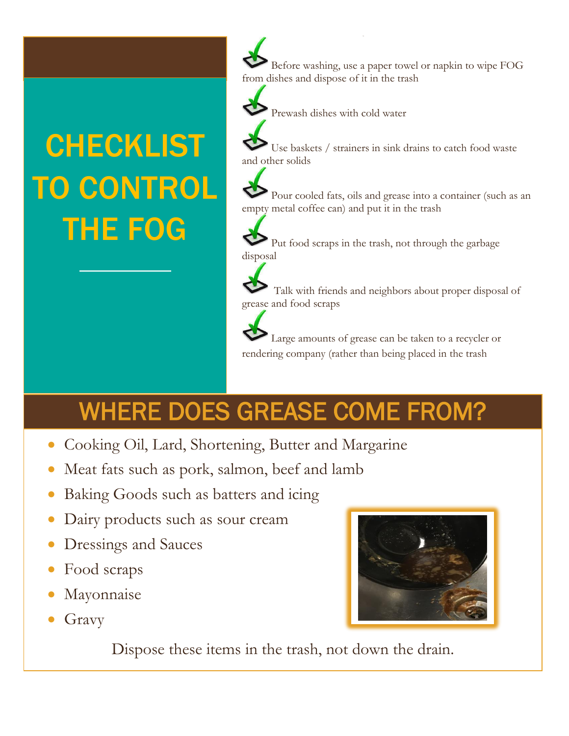# CHECKLIST TO CONTROL THE FOG

- Before washing, use a paper towel or napkin to wipe FOG from dishes and dispose of it in the trash
- Prewash dishes with cold water
- Use baskets / strainers in sink drains to catch food waste and other solids
- Pour cooled fats, oils and grease into a container (such as an empty metal coffee can) and put it in the trash
- Put food scraps in the trash, not through the garbage disposal
- Talk with friends and neighbors about proper disposal of grease and food scraps
- Large amounts of grease can be taken to a recycler or rendering company (rather than being placed in the trash

## WHERE DOES GREASE COME FROM?

- Cooking Oil, Lard, Shortening, Butter and Margarine
- Meat fats such as pork, salmon, beef and lamb
- Baking Goods such as batters and icing
- Dairy products such as sour cream
- Dressings and Sauces
- Food scraps
- Mayonnaise
- Gravy

Dispose these items in the trash, not down the drain.